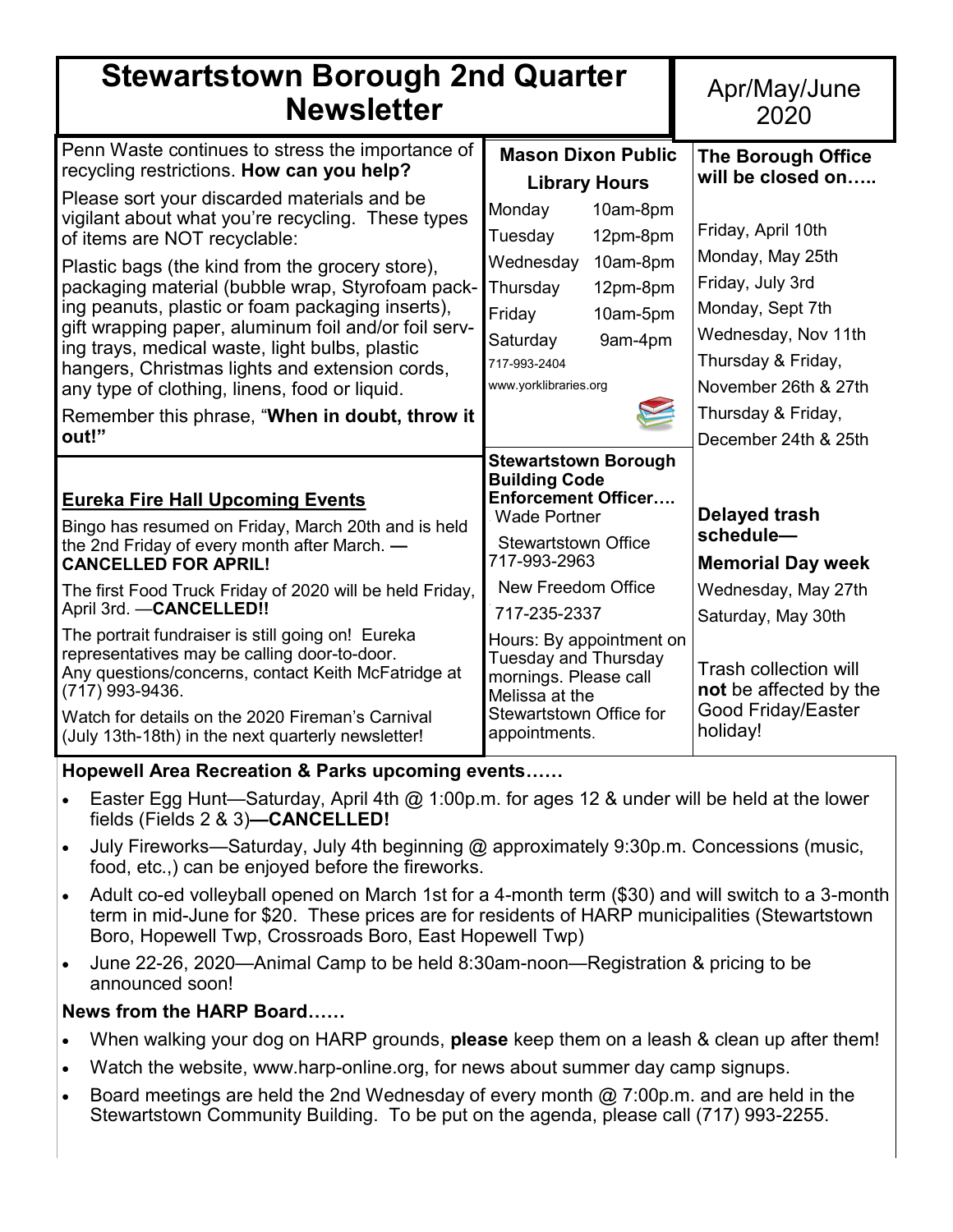# Stewartstown Borough 2nd Quarter Newsletter

Apr/May/June 2020

Penn Waste continues to stress the importance of recycling restrictions. **How can you help?**

Please sort your discarded materials and be vigilant about what you're recycling. These types of items are NOT recyclable:

Plastic bags (the kind from the grocery store), packaging material (bubble wrap, Styrofoam packing peanuts, plastic or foam packaging inserts), gift wrapping paper, aluminum foil and/or foil serving trays, medical waste, light bulbs, plastic hangers, Christmas lights and extension cords, any type of clothing, linens, food or liquid.

Remember this phrase, "**When in doubt, throw it out!**"

## Mason Dixon Public Library Hours

| | |
|---|---|
| Monday | 10am-8pm |
| Tuesday | 12pm-8pm |
| Wednesday | 10am-8pm |
| Thursday | 12pm-8pm |
| Friday | 10am-5pm |
| Saturday | 9am-4pm |

717-993-2404

www.yorklibraries.org

## The Borough Office will be closed on…..

Friday, April 10th

Monday, May 25th

Friday, July 3rd

Monday, Sept 7th

Wednesday, Nov 11th

Thursday & Friday, November 26th & 27th

Thursday & Friday, December 24th & 25th

## Eureka Fire Hall Upcoming Events

Bingo has resumed on Friday, March 20th and is held the 2nd Friday of every month after March. —**CANCELLED FOR APRIL!**

The first Food Truck Friday of 2020 will be held Friday, April 3rd. —**CANCELLED!!**

The portrait fundraiser is still going on! Eureka representatives may be calling door-to-door. Any questions/concerns, contact Keith McFatridge at (717) 993-9436.

Watch for details on the 2020 Fireman's Carnival (July 13th-18th) in the next quarterly newsletter!

## Stewartstown Borough Building Code Enforcement Officer….

Wade Portner

Stewartstown Office 717-993-2963

New Freedom Office 717-235-2337

Hours: By appointment on Tuesday and Thursday mornings. Please call Melissa at the Stewartstown Office for appointments.

## Delayed trash schedule—

**Memorial Day week**

Wednesday, May 27th

Saturday, May 30th

Trash collection will **not** be affected by the Good Friday/Easter holiday!

## Hopewell Area Recreation & Parks upcoming events……

- Easter Egg Hunt—Saturday, April 4th @ 1:00p.m. for ages 12 & under will be held at the lower fields (Fields 2 & 3)**—CANCELLED!**
- July Fireworks—Saturday, July 4th beginning @ approximately 9:30p.m. Concessions (music, food, etc.,) can be enjoyed before the fireworks.
- Adult co-ed volleyball opened on March 1st for a 4-month term ($30) and will switch to a 3-month term in mid-June for $20. These prices are for residents of HARP municipalities (Stewartstown Boro, Hopewell Twp, Crossroads Boro, East Hopewell Twp)
- June 22-26, 2020—Animal Camp to be held 8:30am-noon—Registration & pricing to be announced soon!

## News from the HARP Board……

- When walking your dog on HARP grounds, **please** keep them on a leash & clean up after them!
- Watch the website, www.harp-online.org, for news about summer day camp signups.
- Board meetings are held the 2nd Wednesday of every month @ 7:00p.m. and are held in the Stewartstown Community Building. To be put on the agenda, please call (717) 993-2255.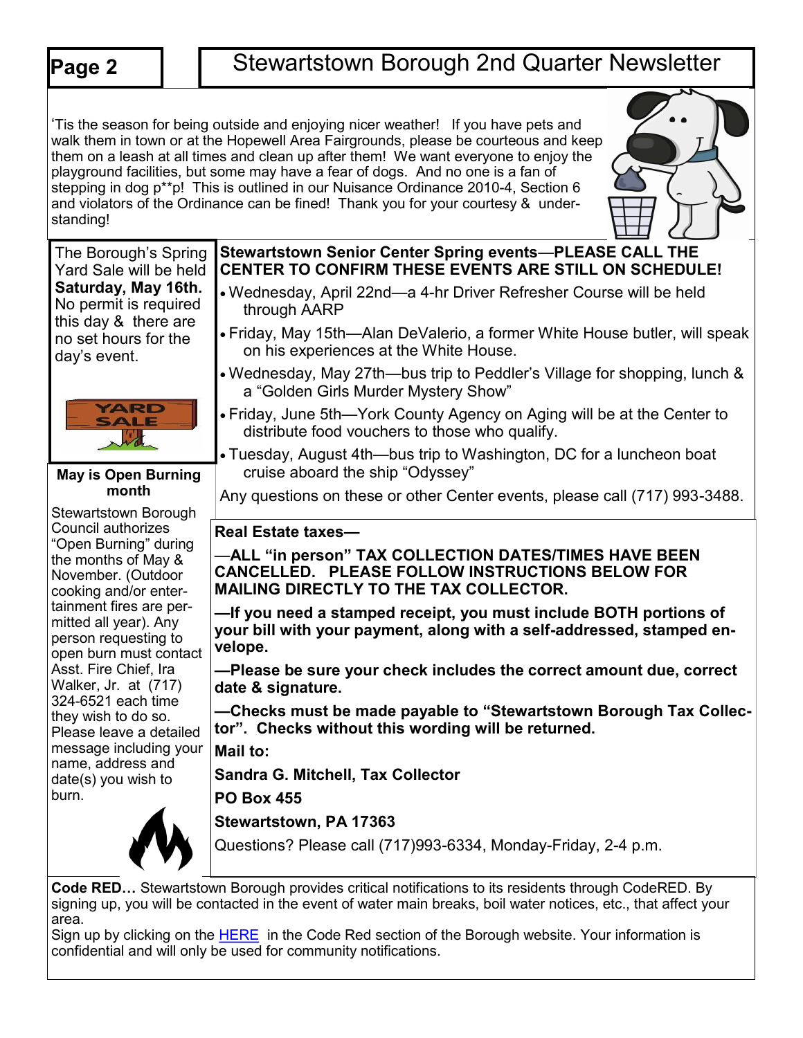# Stewartstown Borough 2nd Quarter Newsletter

'Tis the season for being outside and enjoying nicer weather! If you have pets and walk them in town or at the Hopewell Area Fairgrounds, please be courteous and keep them on a leash at all times and clean up after them! We want everyone to enjoy the playground facilities, but some may have a fear of dogs. And no one is a fan of stepping in dog p**p! This is outlined in our Nuisance Ordinance 2010-4, Section 6 and violators of the Ordinance can be fined! Thank you for your courtesy & understanding!

The Borough's Spring Yard Sale will be held **Saturday, May 16th.** No permit is required this day & there are no set hours for the day's event.

**Stewartstown Senior Center Spring events—PLEASE CALL THE CENTER TO CONFIRM THESE EVENTS ARE STILL ON SCHEDULE!**

- Wednesday, April 22nd—a 4-hr Driver Refresher Course will be held through AARP
- Friday, May 15th—Alan DeValerio, a former White House butler, will speak on his experiences at the White House.
- Wednesday, May 27th—bus trip to Peddler's Village for shopping, lunch & a "Golden Girls Murder Mystery Show"
- Friday, June 5th—York County Agency on Aging will be at the Center to distribute food vouchers to those who qualify.
- Tuesday, August 4th—bus trip to Washington, DC for a luncheon boat cruise aboard the ship "Odyssey"

Any questions on these or other Center events, please call (717) 993-3488.

**May is Open Burning month**

Stewartstown Borough Council authorizes "Open Burning" during the months of May & November. (Outdoor cooking and/or entertainment fires are permitted all year). Any person requesting to open burn must contact Asst. Fire Chief, Ira Walker, Jr. at (717) 324-6521 each time they wish to do so. Please leave a detailed message including your name, address and date(s) you wish to burn.

**Real Estate taxes—**

—**ALL "in person" TAX COLLECTION DATES/TIMES HAVE BEEN CANCELLED. PLEASE FOLLOW INSTRUCTIONS BELOW FOR MAILING DIRECTLY TO THE TAX COLLECTOR.**

**—If you need a stamped receipt, you must include BOTH portions of your bill with your payment, along with a self-addressed, stamped envelope.**

**—Please be sure your check includes the correct amount due, correct date & signature.**

**—Checks must be made payable to "Stewartstown Borough Tax Collector". Checks without this wording will be returned.**

**Mail to:**

**Sandra G. Mitchell, Tax Collector**

**PO Box 455**

**Stewartstown, PA 17363**

Questions? Please call (717)993-6334, Monday-Friday, 2-4 p.m.

**Code RED…** Stewartstown Borough provides critical notifications to its residents through CodeRED. By signing up, you will be contacted in the event of water main breaks, boil water notices, etc., that affect your area.

Sign up by clicking on the HERE in the Code Red section of the Borough website. Your information is confidential and will only be used for community notifications.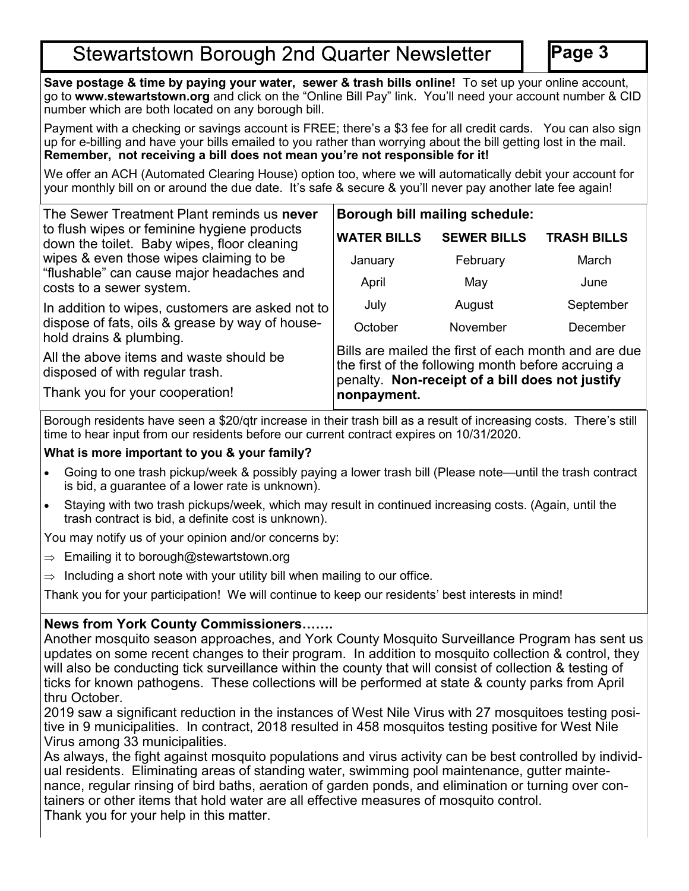**Save postage & time by paying your water, sewer & trash bills online!** To set up your online account, go to **www.stewartstown.org** and click on the "Online Bill Pay" link. You'll need your account number & CID number which are both located on any borough bill.

Payment with a checking or savings account is FREE; there's a $3 fee for all credit cards. You can also sign up for e-billing and have your bills emailed to you rather than worrying about the bill getting lost in the mail. **Remember, not receiving a bill does not mean you're not responsible for it!**

We offer an ACH (Automated Clearing House) option too, where we will automatically debit your account for your monthly bill on or around the due date. It's safe & secure & you'll never pay another late fee again!

The Sewer Treatment Plant reminds us **never** to flush wipes or feminine hygiene products down the toilet. Baby wipes, floor cleaning wipes & even those wipes claiming to be "flushable" can cause major headaches and costs to a sewer system.

In addition to wipes, customers are asked not to dispose of fats, oils & grease by way of household drains & plumbing.

All the above items and waste should be disposed of with regular trash.

Thank you for your cooperation!

**Borough bill mailing schedule:**

| WATER BILLS | SEWER BILLS | TRASH BILLS |
|---|---|---|
| January | February | March |
| April | May | June |
| July | August | September |
| October | November | December |

Bills are mailed the first of each month and are due the first of the following month before accruing a penalty. **Non-receipt of a bill does not justify nonpayment.**

Borough residents have seen a $20/qtr increase in their trash bill as a result of increasing costs. There's still time to hear input from our residents before our current contract expires on 10/31/2020.

**What is more important to you & your family?**

- Going to one trash pickup/week & possibly paying a lower trash bill (Please note—until the trash contract is bid, a guarantee of a lower rate is unknown).
- Staying with two trash pickups/week, which may result in continued increasing costs. (Again, until the trash contract is bid, a definite cost is unknown).

You may notify us of your opinion and/or concerns by:

- ⇒ Emailing it to borough@stewartstown.org
- ⇒ Including a short note with your utility bill when mailing to our office.

Thank you for your participation! We will continue to keep our residents' best interests in mind!

**News from York County Commissioners…….**

Another mosquito season approaches, and York County Mosquito Surveillance Program has sent us updates on some recent changes to their program. In addition to mosquito collection & control, they will also be conducting tick surveillance within the county that will consist of collection & testing of ticks for known pathogens. These collections will be performed at state & county parks from April thru October.

2019 saw a significant reduction in the instances of West Nile Virus with 27 mosquitoes testing positive in 9 municipalities. In contract, 2018 resulted in 458 mosquitos testing positive for West Nile Virus among 33 municipalities.

As always, the fight against mosquito populations and virus activity can be best controlled by individual residents. Eliminating areas of standing water, swimming pool maintenance, gutter maintenance, regular rinsing of bird baths, aeration of garden ponds, and elimination or turning over containers or other items that hold water are all effective measures of mosquito control.

Thank you for your help in this matter.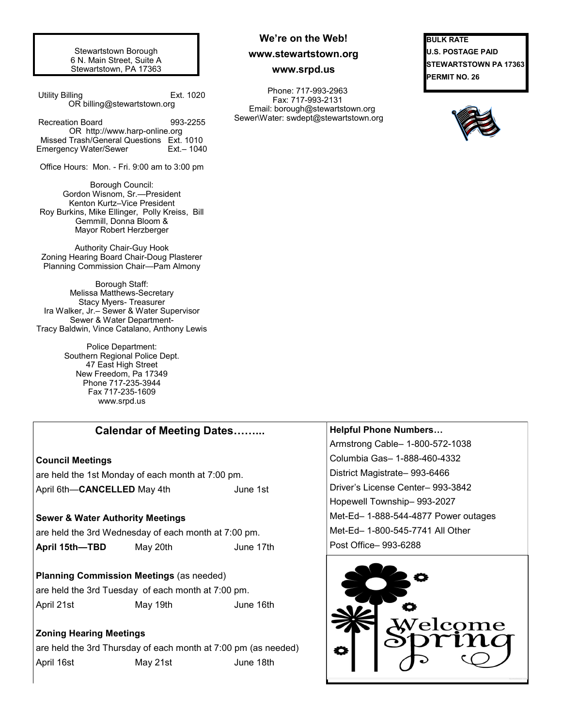Stewartstown Borough
6 N. Main Street, Suite A
Stewartstown, PA 17363

Utility Billing Ext. 1020
OR billing@stewartstown.org

Recreation Board 993-2255
OR http://www.harp-online.org
Missed Trash/General Questions Ext. 1010
Emergency Water/Sewer Ext.– 1040

Office Hours: Mon. - Fri. 9:00 am to 3:00 pm

Borough Council:
Gordon Wisnom, Sr.—President
Kenton Kurtz–Vice President
Roy Burkins, Mike Ellinger, Polly Kreiss, Bill Gemmill, Donna Bloom &
Mayor Robert Herzberger

Authority Chair-Guy Hook
Zoning Hearing Board Chair-Doug Plasterer
Planning Commission Chair—Pam Almony

Borough Staff:
Melissa Matthews-Secretary
Stacy Myers- Treasurer
Ira Walker, Jr.– Sewer & Water Supervisor
Sewer & Water Department-
Tracy Baldwin, Vince Catalano, Anthony Lewis

Police Department:
Southern Regional Police Dept.
47 East High Street
New Freedom, Pa 17349
Phone 717-235-3944
Fax 717-235-1609
www.srpd.us

## We're on the Web!

**www.stewartstown.org**

**www.srpd.us**

Phone: 717-993-2963
Fax: 717-993-2131
Email: borough@stewartstown.org
Sewer\Water: swdept@stewartstown.org

**BULK RATE**
**U.S. POSTAGE PAID**
**STEWARTSTOWN PA 17363**
**PERMIT NO. 26**

## Calendar of Meeting Dates……...

**Council Meetings**
are held the 1st Monday of each month at 7:00 pm.

| | | |
|---|---|---|
| April 6th—**CANCELLED** | May 4th | June 1st |

**Sewer & Water Authority Meetings**
are held the 3rd Wednesday of each month at 7:00 pm.

| | | |
|---|---|---|
| **April 15th—TBD** | May 20th | June 17th |

**Planning Commission Meetings** (as needed)
are held the 3rd Tuesday of each month at 7:00 pm.

| | | |
|---|---|---|
| April 21st | May 19th | June 16th |

**Zoning Hearing Meetings**
are held the 3rd Thursday of each month at 7:00 pm (as needed)

| | | |
|---|---|---|
| April 16st | May 21st | June 18th |

**Helpful Phone Numbers…**

Armstrong Cable– 1-800-572-1038
Columbia Gas– 1-888-460-4332
District Magistrate– 993-6466
Driver's License Center– 993-3842
Hopewell Township– 993-2027
Met-Ed– 1-888-544-4877 Power outages
Met-Ed– 1-800-545-7741 All Other
Post Office– 993-6288

Welcome Spring